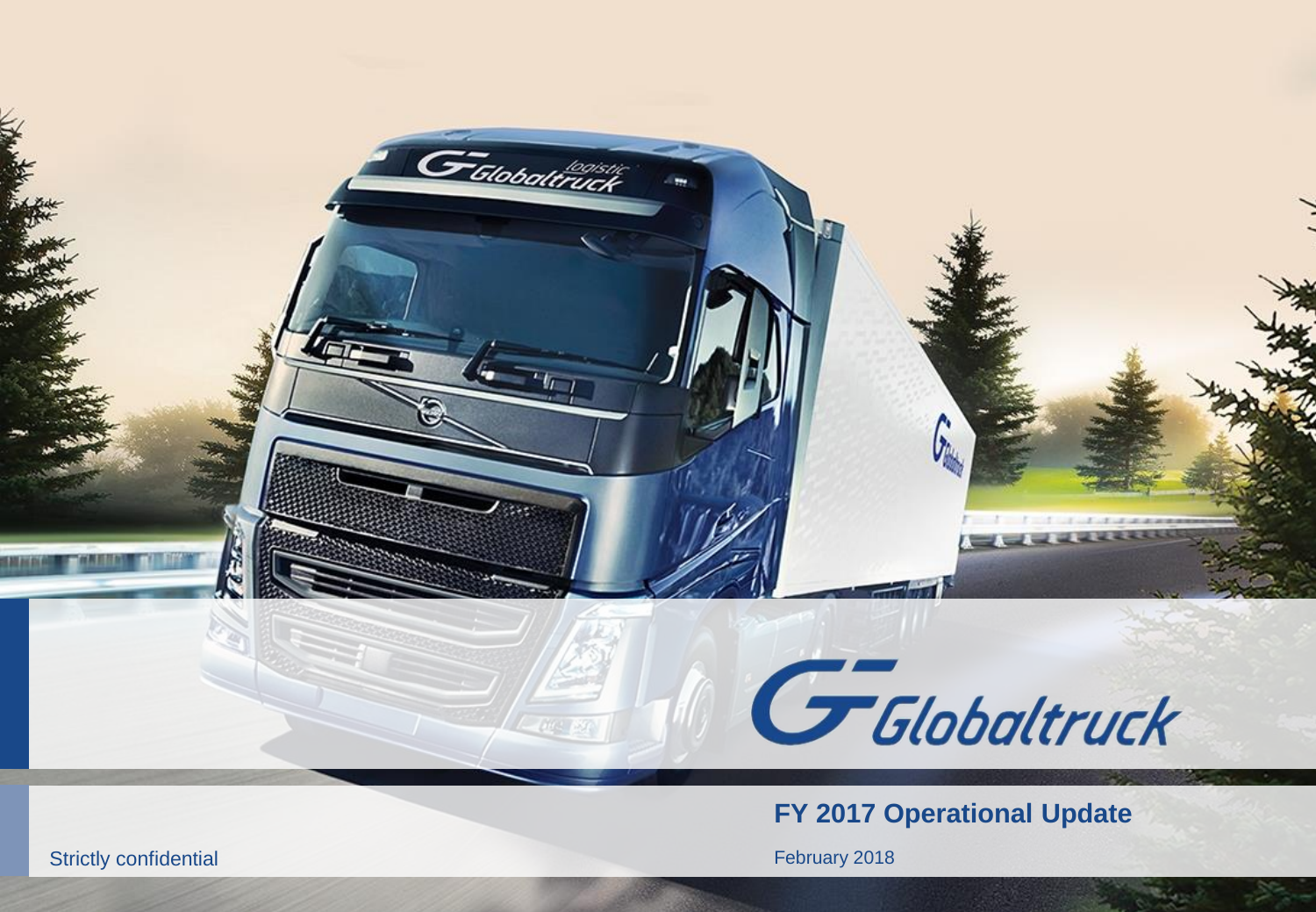Globaltruck

# FY 2017 Operational Update

February 2018

Strictly confidential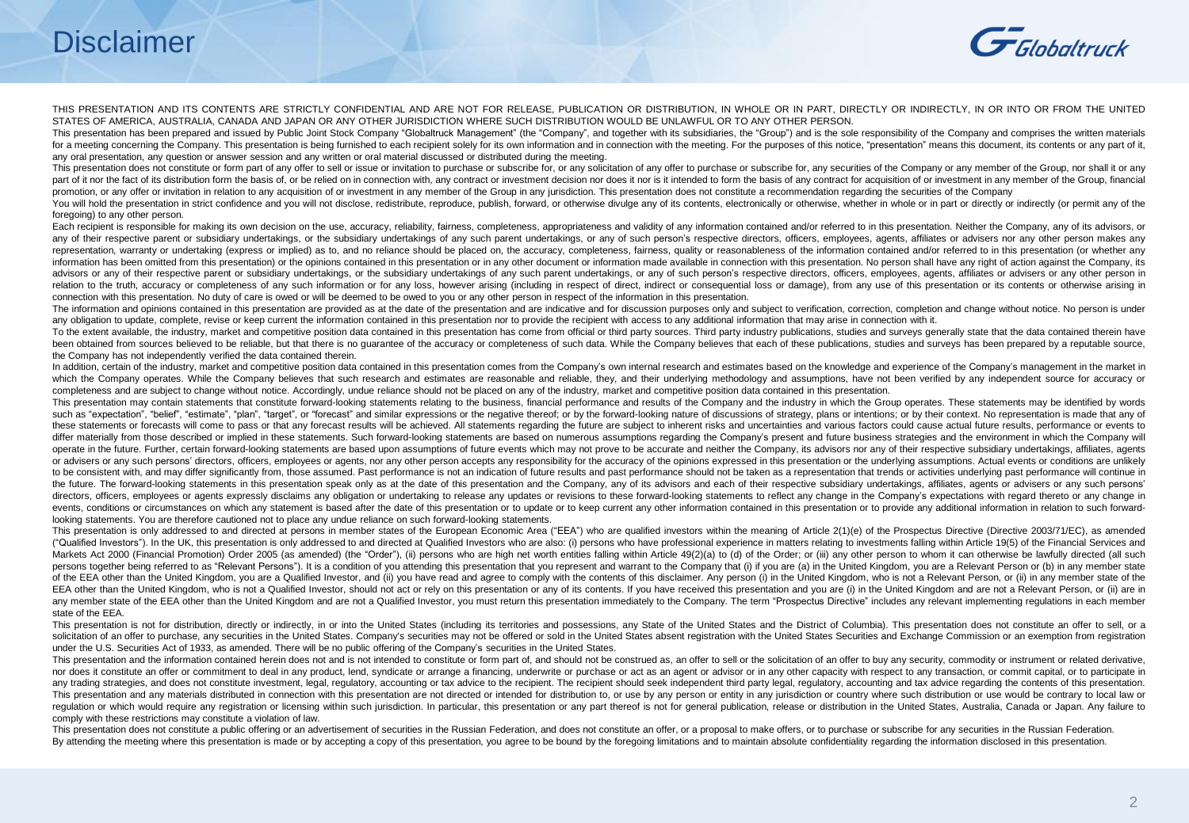# Disclaimer

THIS PRESENTATION AND ITS CONTENTS ARE STRICTLY CONFIDENTIAL AND ARE NOT FOR RELEASE, PUBLICATION OR DISTRIBUTION, IN WHOLE OR IN PART, DIRECTLY OR INDIRECTLY, IN OR INTO OR FROM THE UNITED STATES OF AMERICA, AUSTRALIA, CANADA AND JAPAN OR ANY OTHER JURISDICTION WHERE SUCH DISTRIBUTION WOULD BE UNLAWFUL OR TO ANY OTHER PERSON.

This presentation has been prepared and issued by Public Joint Stock Company "Globaltruck Management" (the "Company", and together with its subsidiaries, the "Group") and is the sole responsibility of the Company and comprises the written materials for a meeting concerning the Company. This presentation is being furnished to each recipient solely for its own information and in connection with the meeting. For the purposes of this notice, "presentation" means this document, its contents or any part of it, any oral presentation, any question or answer session and any written or oral material discussed or distributed during the meeting.

This presentation does not constitute or form part of any offer to sell or issue or invitation to purchase or subscribe for, or any solicitation of any offer to purchase or subscribe for, any securities of the Company or any member of the Group, nor shall it or any part of it nor the fact of its distribution form the basis of, or be relied on in connection with, any contract or investment decision nor does it nor is it intended to form the basis of any contract for acquisition of or investment in any member of the Group, financial promotion, or any offer or invitation in relation to any acquisition of or investment in any member of the Group in any jurisdiction. This presentation does not constitute a recommendation regarding the securities of the Company

You will hold the presentation in strict confidence and you will not disclose, redistribute, reproduce, publish, forward, or otherwise divulge any of its contents, electronically or otherwise, whether in whole or in part or directly or indirectly (or permit any of the foregoing) to any other person.

Each recipient is responsible for making its own decision on the use, accuracy, reliability, fairness, completeness, appropriateness and validity of any information contained and/or referred to in this presentation. Neither the Company, any of its advisors, or any of their respective parent or subsidiary undertakings, or the subsidiary undertakings of any such parent undertakings, or any of such person's respective directors, officers, employees, agents, affiliates or advisers nor any other person makes any representation, warranty or undertaking (express or implied) as to, and no reliance should be placed on, the accuracy, completeness, fairness, quality or reasonableness of the information contained and/or referred to in this presentation (or whether any information has been omitted from this presentation) or the opinions contained in this presentation or in any other document or information made available in connection with this presentation. No person shall have any right of action against the Company, its advisors or any of their respective parent or subsidiary undertakings, or the subsidiary undertakings of any such parent undertakings, or any of such person's respective directors, officers, employees, agents, affiliates or advisers or any other person in relation to the truth, accuracy or completeness of any such information or for any loss, however arising (including in respect of direct, indirect or consequential loss or damage), from any use of this presentation or its contents or otherwise arising in connection with this presentation. No duty of care is owed or will be deemed to be owed to you or any other person in respect of the information in this presentation.

The information and opinions contained in this presentation are provided as at the date of the presentation and are indicative and for discussion purposes only and subject to verification, correction, completion and change without notice. No person is under any obligation to update, complete, revise or keep current the information contained in this presentation nor to provide the recipient with access to any additional information that may arise in connection with it.

To the extent available, the industry, market and competitive position data contained in this presentation has come from official or third party sources. Third party industry publications, studies and surveys generally state that the data contained therein have been obtained from sources believed to be reliable, but that there is no guarantee of the accuracy or completeness of such data. While the Company believes that each of these publications, studies and surveys has been prepared by a reputable source, the Company has not independently verified the data contained therein.

In addition, certain of the industry, market and competitive position data contained in this presentation comes from the Company's own internal research and estimates based on the knowledge and experience of the Company's management in the market in which the Company operates. While the Company believes that such research and estimates are reasonable and reliable, they, and their underlying methodology and assumptions, have not been verified by any independent source for accuracy or completeness and are subject to change without notice. Accordingly, undue reliance should not be placed on any of the industry, market and competitive position data contained in this presentation.

This presentation may contain statements that constitute forward-looking statements relating to the business, financial performance and results of the Company and the industry in which the Group operates. These statements may be identified by words such as "expectation", "belief", "estimate", "plan", "target", or "forecast" and similar expressions or the negative thereof; or by the forward-looking nature of discussions of strategy, plans or intentions; or by their context. No representation is made that any of these statements or forecasts will come to pass or that any forecast results will be achieved. All statements regarding the future are subject to inherent risks and uncertainties and various factors could cause actual future results, performance or events to differ materially from those described or implied in these statements. Such forward-looking statements are based on numerous assumptions regarding the Company's present and future business strategies and the environment in which the Company will operate in the future. Further, certain forward-looking statements are based upon assumptions of future events which may not prove to be accurate and neither the Company, its advisors nor any of their respective subsidiary undertakings, affiliates, agents or advisers or any such persons' directors, officers, employees or agents, nor any other person accepts any responsibility for the accuracy of the opinions expressed in this presentation or the underlying assumptions. Actual events or conditions are unlikely to be consistent with, and may differ significantly from, those assumed. Past performance is not an indication of future results and past performance should not be taken as a representation that trends or activities underlying past performance will continue in the future. The forward-looking statements in this presentation speak only as at the date of this presentation and the Company, any of its advisors and each of their respective subsidiary undertakings, affiliates, agents or advisers or any such persons' directors, officers, employees or agents expressly disclaims any obligation or undertaking to release any updates or revisions to these forward-looking statements to reflect any change in the Company's expectations with regard thereto or any change in events, conditions or circumstances on which any statement is based after the date of this presentation or to update or to keep current any other information contained in this presentation or to provide any additional information in relation to such forward-looking statements. You are therefore cautioned not to place any undue reliance on such forward-looking statements.

This presentation is only addressed to and directed at persons in member states of the European Economic Area ("EEA") who are qualified investors within the meaning of Article 2(1)(e) of the Prospectus Directive (Directive 2003/71/EC), as amended ("Qualified Investors"). In the UK, this presentation is only addressed to and directed at Qualified Investors who are also: (i) persons who have professional experience in matters relating to investments falling within Article 19(5) of the Financial Services and Markets Act 2000 (Financial Promotion) Order 2005 (as amended) (the "Order"), (ii) persons who are high net worth entities falling within Article 49(2)(a) to (d) of the Order; or (iii) any other person to whom it can otherwise be lawfully directed (all such persons together being referred to as "Relevant Persons"). It is a condition of you attending this presentation that you represent and warrant to the Company that (i) if you are (a) in the United Kingdom, you are a Relevant Person or (b) in any member state of the EEA other than the United Kingdom, you are a Qualified Investor, and (ii) you have read and agree to comply with the contents of this disclaimer. Any person (i) in the United Kingdom, who is not a Relevant Person, or (ii) in any member state of the EEA other than the United Kingdom, who is not a Qualified Investor, should not act or rely on this presentation or any of its contents. If you have received this presentation and you are (i) in the United Kingdom and are not a Relevant Person, or (ii) are in any member state of the EEA other than the United Kingdom and are not a Qualified Investor, you must return this presentation immediately to the Company. The term "Prospectus Directive" includes any relevant implementing regulations in each member state of the EEA.

This presentation is not for distribution, directly or indirectly, in or into the United States (including its territories and possessions, any State of the United States and the District of Columbia). This presentation does not constitute an offer to sell, or a solicitation of an offer to purchase, any securities in the United States. Company's securities may not be offered or sold in the United States absent registration with the United States Securities and Exchange Commission or an exemption from registration under the U.S. Securities Act of 1933, as amended. There will be no public offering of the Company's securities in the United States.

This presentation and the information contained herein does not and is not intended to constitute or form part of, and should not be construed as, an offer to sell or the solicitation of an offer to buy any security, commodity or instrument or related derivative, nor does it constitute an offer or commitment to deal in any product, lend, syndicate or arrange a financing, underwrite or purchase or act as an agent or advisor or in any other capacity with respect to any transaction, or commit capital, or to participate in any trading strategies, and does not constitute investment, legal, regulatory, accounting or tax advice to the recipient. The recipient should seek independent third party legal, regulatory, accounting and tax advice regarding the contents of this presentation. This presentation and any materials distributed in connection with this presentation are not directed or intended for distribution to, or use by any person or entity in any jurisdiction or country where such distribution or use would be contrary to local law or regulation or which would require any registration or licensing within such jurisdiction. In particular, this presentation or any part thereof is not for general publication, release or distribution in the United States, Australia, Canada or Japan. Any failure to comply with these restrictions may constitute a violation of law.

This presentation does not constitute a public offering or an advertisement of securities in the Russian Federation, and does not constitute an offer, or a proposal to make offers, or to purchase or subscribe for any securities in the Russian Federation.

By attending the meeting where this presentation is made or by accepting a copy of this presentation, you agree to be bound by the foregoing limitations and to maintain absolute confidentiality regarding the information disclosed in this presentation.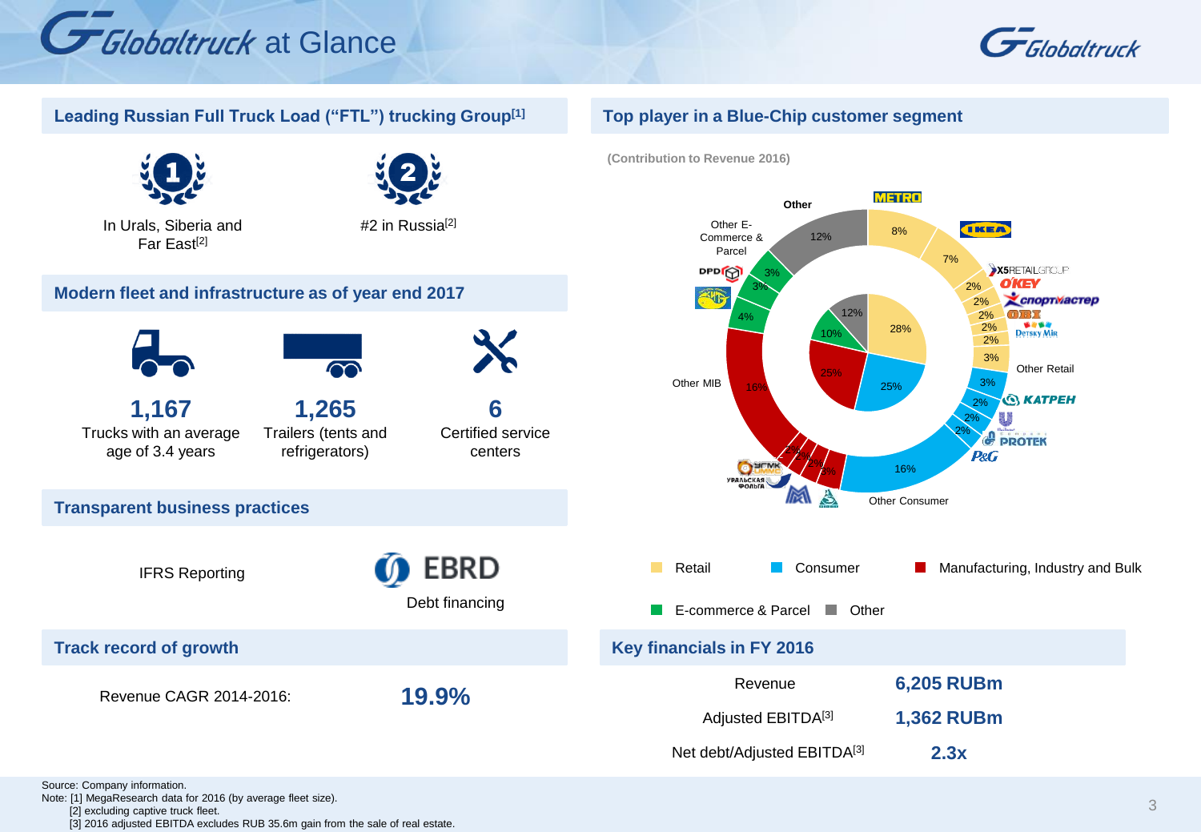# Globaltruck at Glance

## Leading Russian Full Truck Load ("FTL") trucking Group[1]

- **1** — In Urals, Siberia and Far East[2]
- **2** — #2 in Russia[2]

## Modern fleet and infrastructure as of year end 2017

- **1,167** Trucks with an average age of 3.4 years
- **1,265** Trailers (tents and refrigerators)
- **6** Certified service centers

## Transparent business practices

- IFRS Reporting
- EBRD — Debt financing

## Track record of growth

Revenue CAGR 2014-2016: **19.9%**

## Top player in a Blue-Chip customer segment

(Contribution to Revenue 2016)

| Segment | Share |
|---|---|
| Retail | 28% |
| Consumer | 25% |
| Manufacturing, Industry and Bulk | 25% |
| E-commerce & Parcel | 10% |
| Other | 12% |

Retail: METRO 8%, IKEA 7%, X5 Retail Group 2%, O'KEY 2%, Спортмастер 2%, OBI 2%, Detsky Mir 2%, Other Retail 3%

Consumer: 3%, KATPEH 2%, Unilever 2%, PROTEK 2%, P&G, Other Consumer 16%

Manufacturing, Industry and Bulk: Other MIB 16%, УГМК 2%, Уральская Фольга 2%, 2%, 3%

E-commerce & Parcel: DPD 3%, 3%, 4%; Other E-Commerce & Parcel

Other: 12%

## Key financials in FY 2016

| | |
|---|---|
| Revenue | **6,205 RUBm** |
| Adjusted EBITDA[3] | **1,362 RUBm** |
| Net debt/Adjusted EBITDA[3] | **2.3x** |

Source: Company information.
Note: [1] MegaResearch data for 2016 (by average fleet size).
[2] excluding captive truck fleet.
[3] 2016 adjusted EBITDA excludes RUB 35.6m gain from the sale of real estate.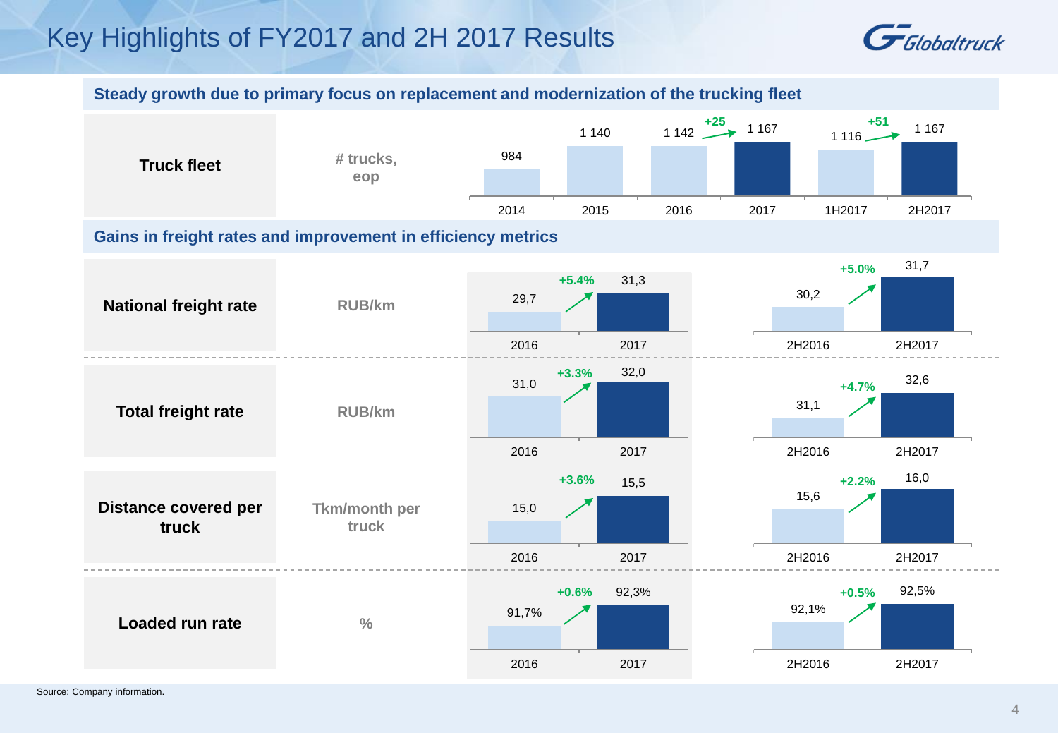# Key Highlights of FY2017 and 2H 2017 Results

## Steady growth due to primary focus on replacement and modernization of the trucking fleet

**Truck fleet** (# trucks, eop)

| 2014 | 2015 | 2016 | 2017 | 1H2017 | 2H2017 |
|---|---|---|---|---|---|
| 984 | 1 140 | 1 142 | 1 167 | 1 116 | 1 167 |

2016 → 2017: +25; 1H2017 → 2H2017: +51

## Gains in freight rates and improvement in efficiency metrics

| Metric | Unit | 2016 | 2017 | Change | 2H2016 | 2H2017 | Change |
|---|---|---|---|---|---|---|---|
| **National freight rate** | RUB/km | 29,7 | 31,3 | +5.4% | 30,2 | 31,7 | +5.0% |
| **Total freight rate** | RUB/km | 31,0 | 32,0 | +3.3% | 31,1 | 32,6 | +4.7% |
| **Distance covered per truck** | Tkm/month per truck | 15,0 | 15,5 | +3.6% | 15,6 | 16,0 | +2.2% |
| **Loaded run rate** | % | 91,7% | 92,3% | +0.6% | 92,1% | 92,5% | +0.5% |

Source: Company information.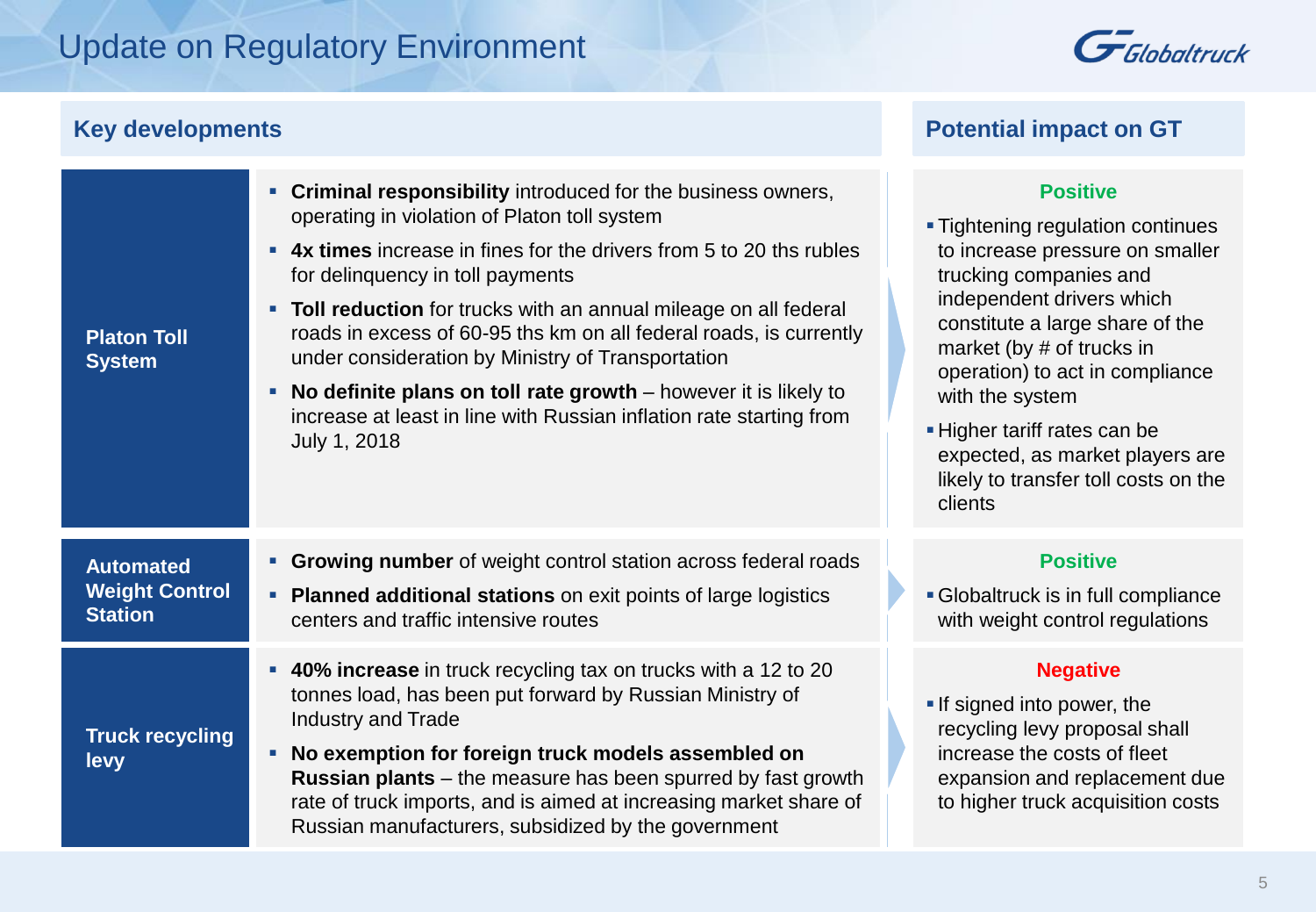# Update on Regulatory Environment

| Key developments | | Potential impact on GT |
|---|---|---|
| **Platon Toll System** | - **Criminal responsibility** introduced for the business owners, operating in violation of Platon toll system<br>- **4x times** increase in fines for the drivers from 5 to 20 ths rubles for delinquency in toll payments<br>- **Toll reduction** for trucks with an annual mileage on all federal roads in excess of 60-95 ths km on all federal roads, is currently under consideration by Ministry of Transportation<br>- **No definite plans on toll rate growth** – however it is likely to increase at least in line with Russian inflation rate starting from July 1, 2018 | **Positive**<br>- Tightening regulation continues to increase pressure on smaller trucking companies and independent drivers which constitute a large share of the market (by # of trucks in operation) to act in compliance with the system<br>- Higher tariff rates can be expected, as market players are likely to transfer toll costs on the clients |
| **Automated Weight Control Station** | - **Growing number** of weight control station across federal roads<br>- **Planned additional stations** on exit points of large logistics centers and traffic intensive routes | **Positive**<br>- Globaltruck is in full compliance with weight control regulations |
| **Truck recycling levy** | - **40% increase** in truck recycling tax on trucks with a 12 to 20 tonnes load, has been put forward by Russian Ministry of Industry and Trade<br>- **No exemption for foreign truck models assembled on Russian plants** – the measure has been spurred by fast growth rate of truck imports, and is aimed at increasing market share of Russian manufacturers, subsidized by the government | **Negative**<br>- If signed into power, the recycling levy proposal shall increase the costs of fleet expansion and replacement due to higher truck acquisition costs |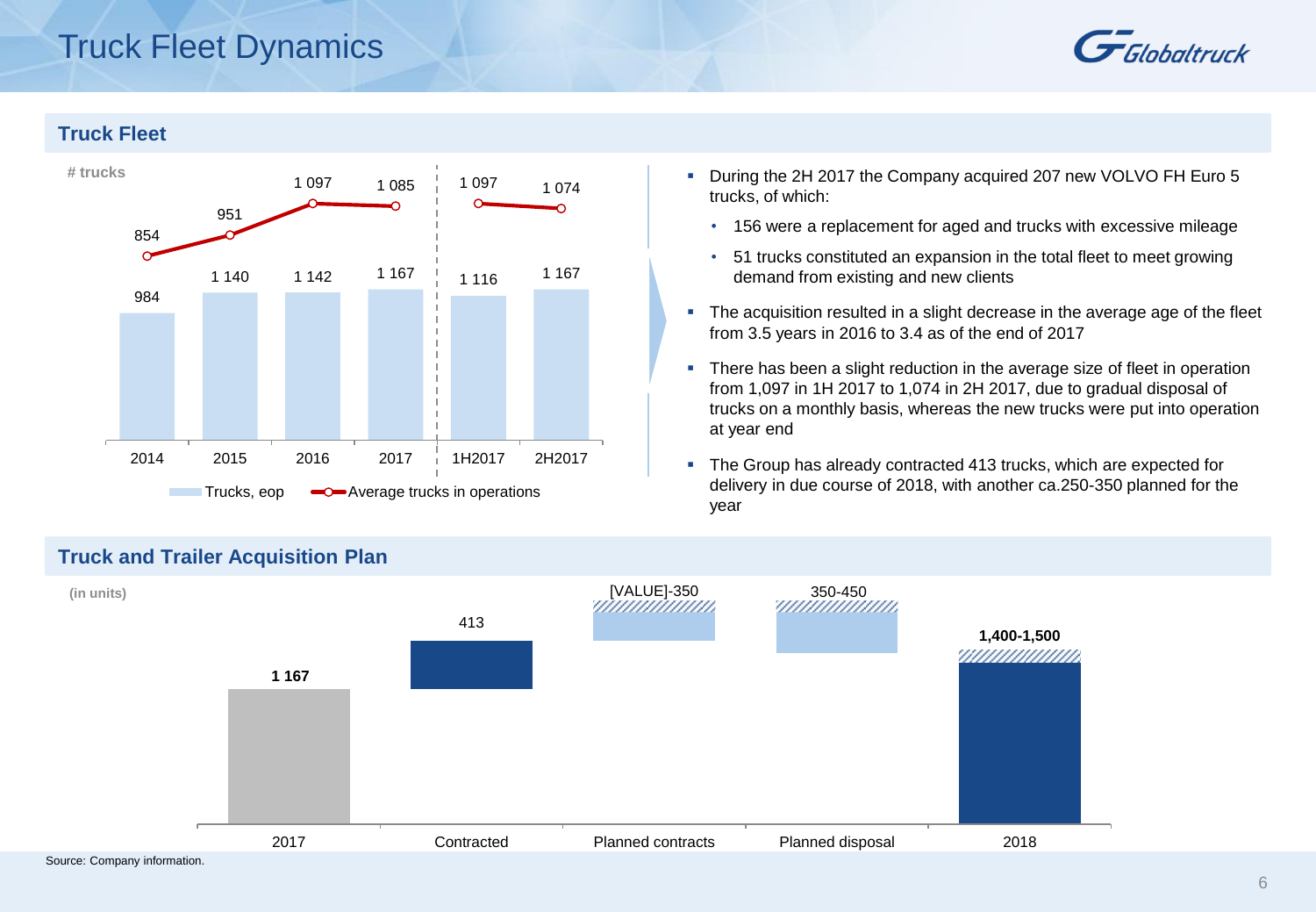# Truck Fleet Dynamics

## Truck Fleet

# trucks

| | 2014 | 2015 | 2016 | 2017 | 1H2017 | 2H2017 |
|---|---|---|---|---|---|---|
| Trucks, eop | 984 | 1 140 | 1 142 | 1 167 | 1 116 | 1 167 |
| Average trucks in operations | 854 | 951 | 1 097 | 1 085 | 1 097 | 1 074 |

- During the 2H 2017 the Company acquired 207 new VOLVO FH Euro 5 trucks, of which:
  - 156 were a replacement for aged and trucks with excessive mileage
  - 51 trucks constituted an expansion in the total fleet to meet growing demand from existing and new clients
- The acquisition resulted in a slight decrease in the average age of the fleet from 3.5 years in 2016 to 3.4 as of the end of 2017
- There has been a slight reduction in the average size of fleet in operation from 1,097 in 1H 2017 to 1,074 in 2H 2017, due to gradual disposal of trucks on a monthly basis, whereas the new trucks were put into operation at year end
- The Group has already contracted 413 trucks, which are expected for delivery in due course of 2018, with another ca.250-350 planned for the year

## Truck and Trailer Acquisition Plan

(in units)

| 2017 | Contracted | Planned contracts | Planned disposal | 2018 |
|---|---|---|---|---|
| 1 167 | 413 | [VALUE]-350 | 350-450 | 1,400-1,500 |

Source: Company information.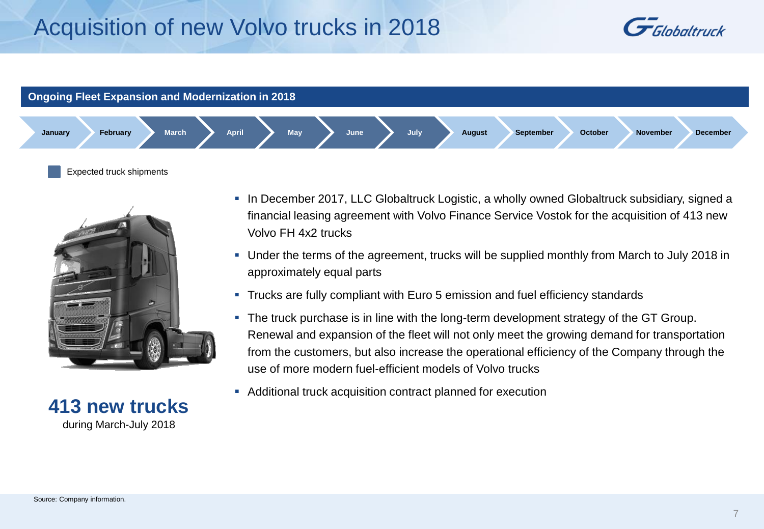# Acquisition of new Volvo trucks in 2018

## Ongoing Fleet Expansion and Modernization in 2018

| January | February | March | April | May | June | July | August | September | October | November | December |
|---|---|---|---|---|---|---|---|---|---|---|---|

Expected truck shipments (March – July)

**413 new trucks**
during March-July 2018

- In December 2017, LLC Globaltruck Logistic, a wholly owned Globaltruck subsidiary, signed a financial leasing agreement with Volvo Finance Service Vostok for the acquisition of 413 new Volvo FH 4x2 trucks
- Under the terms of the agreement, trucks will be supplied monthly from March to July 2018 in approximately equal parts
- Trucks are fully compliant with Euro 5 emission and fuel efficiency standards
- The truck purchase is in line with the long-term development strategy of the GT Group. Renewal and expansion of the fleet will not only meet the growing demand for transportation from the customers, but also increase the operational efficiency of the Company through the use of more modern fuel-efficient models of Volvo trucks
- Additional truck acquisition contract planned for execution

Source: Company information.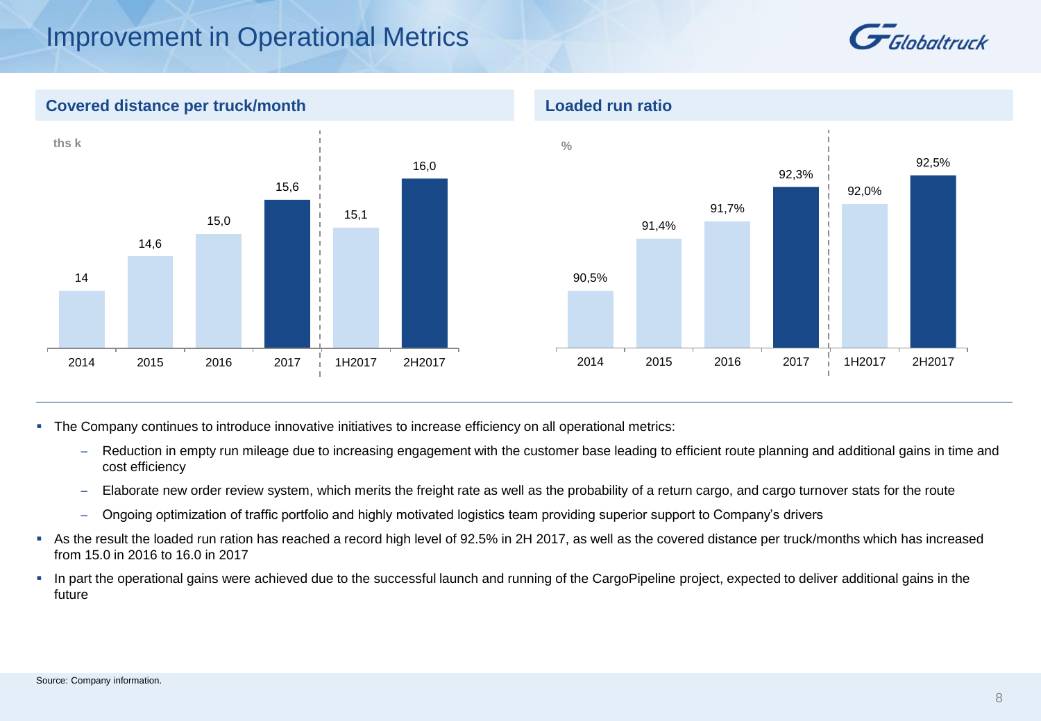# Improvement in Operational Metrics

## Covered distance per truck/month

ths k

| 2014 | 2015 | 2016 | 2017 | 1H2017 | 2H2017 |
|---|---|---|---|---|---|
| 14 | 14,6 | 15,0 | 15,6 | 15,1 | 16,0 |

## Loaded run ratio

%

| 2014 | 2015 | 2016 | 2017 | 1H2017 | 2H2017 |
|---|---|---|---|---|---|
| 90,5% | 91,4% | 91,7% | 92,3% | 92,0% | 92,5% |

- The Company continues to introduce innovative initiatives to increase efficiency on all operational metrics:
  - Reduction in empty run mileage due to increasing engagement with the customer base leading to efficient route planning and additional gains in time and cost efficiency
  - Elaborate new order review system, which merits the freight rate as well as the probability of a return cargo, and cargo turnover stats for the route
  - Ongoing optimization of traffic portfolio and highly motivated logistics team providing superior support to Company's drivers
- As the result the loaded run ration has reached a record high level of 92.5% in 2H 2017, as well as the covered distance per truck/months which has increased from 15.0 in 2016 to 16.0 in 2017
- In part the operational gains were achieved due to the successful launch and running of the CargoPipeline project, expected to deliver additional gains in the future

Source: Company information.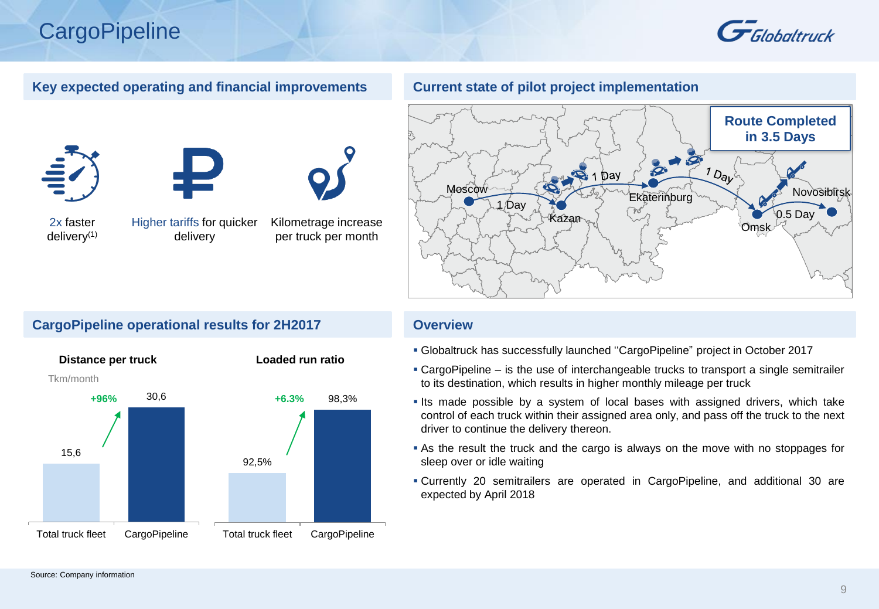# CargoPipeline

## Key expected operating and financial improvements

2x faster delivery[1]

Higher tariffs for quicker delivery

Kilometrage increase per truck per month

## Current state of pilot project implementation

Route Completed in 3.5 Days

Moscow
1 Day
Kazan
1 Day
Ekaterinburg
1 Day
Omsk
0.5 Day
Novosibirsk

## CargoPipeline operational results for 2H2017

**Distance per truck**

Tkm/month

+96%

15,6
30,6

Total truck fleet
CargoPipeline

**Loaded run ratio**

+6.3%

92,5%
98,3%

Total truck fleet
CargoPipeline

## Overview

- Globaltruck has successfully launched ''CargoPipeline" project in October 2017
- CargoPipeline – is the use of interchangeable trucks to transport a single semitrailer to its destination, which results in higher monthly mileage per truck
- Its made possible by a system of local bases with assigned drivers, which take control of each truck within their assigned area only, and pass off the truck to the next driver to continue the delivery thereon.
- As the result the truck and the cargo is always on the move with no stoppages for sleep over or idle waiting
- Currently 20 semitrailers are operated in CargoPipeline, and additional 30 are expected by April 2018

Source: Company information